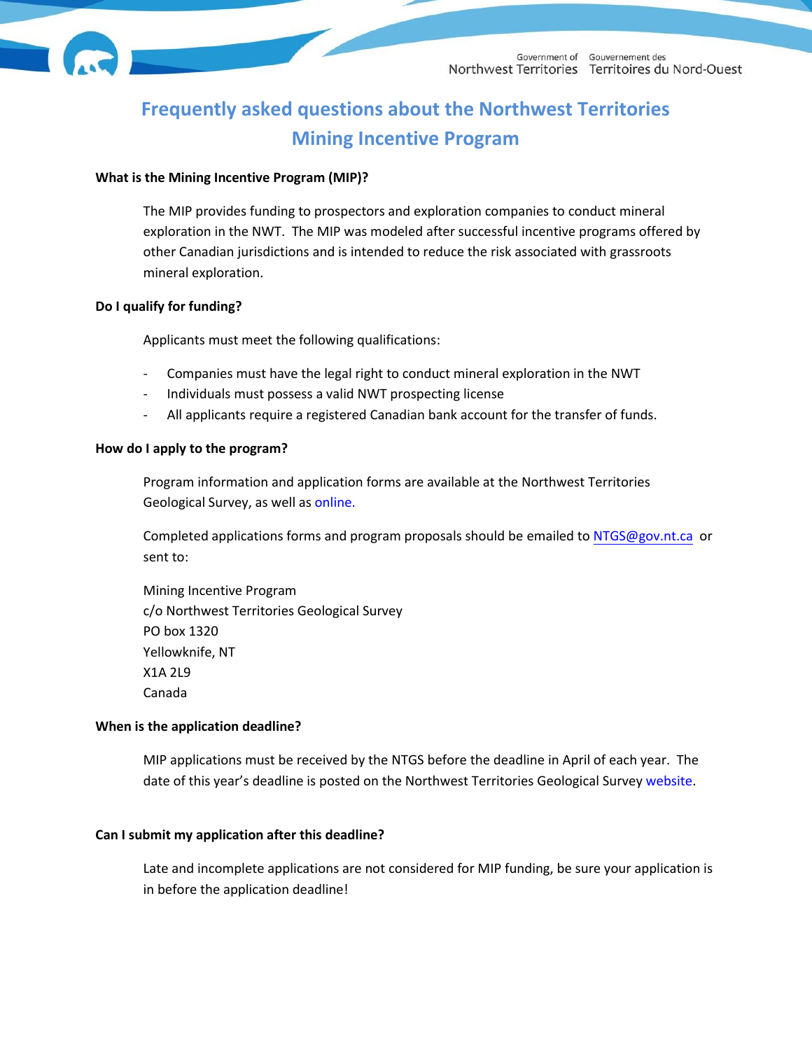# Frequently asked questions about the Northwest Territories Mining Incentive Program

**What is the Mining Incentive Program (MIP)?**

The MIP provides funding to prospectors and exploration companies to conduct mineral exploration in the NWT. The MIP was modeled after successful incentive programs offered by other Canadian jurisdictions and is intended to reduce the risk associated with grassroots mineral exploration.

**Do I qualify for funding?**

Applicants must meet the following qualifications:

- Companies must have the legal right to conduct mineral exploration in the NWT
- Individuals must possess a valid NWT prospecting license
- All applicants require a registered Canadian bank account for the transfer of funds.

**How do I apply to the program?**

Program information and application forms are available at the Northwest Territories Geological Survey, as well as online.

Completed applications forms and program proposals should be emailed to NTGS@gov.nt.ca or sent to:

Mining Incentive Program
c/o Northwest Territories Geological Survey
PO box 1320
Yellowknife, NT
X1A 2L9
Canada

**When is the application deadline?**

MIP applications must be received by the NTGS before the deadline in April of each year. The date of this year's deadline is posted on the Northwest Territories Geological Survey website.

**Can I submit my application after this deadline?**

Late and incomplete applications are not considered for MIP funding, be sure your application is in before the application deadline!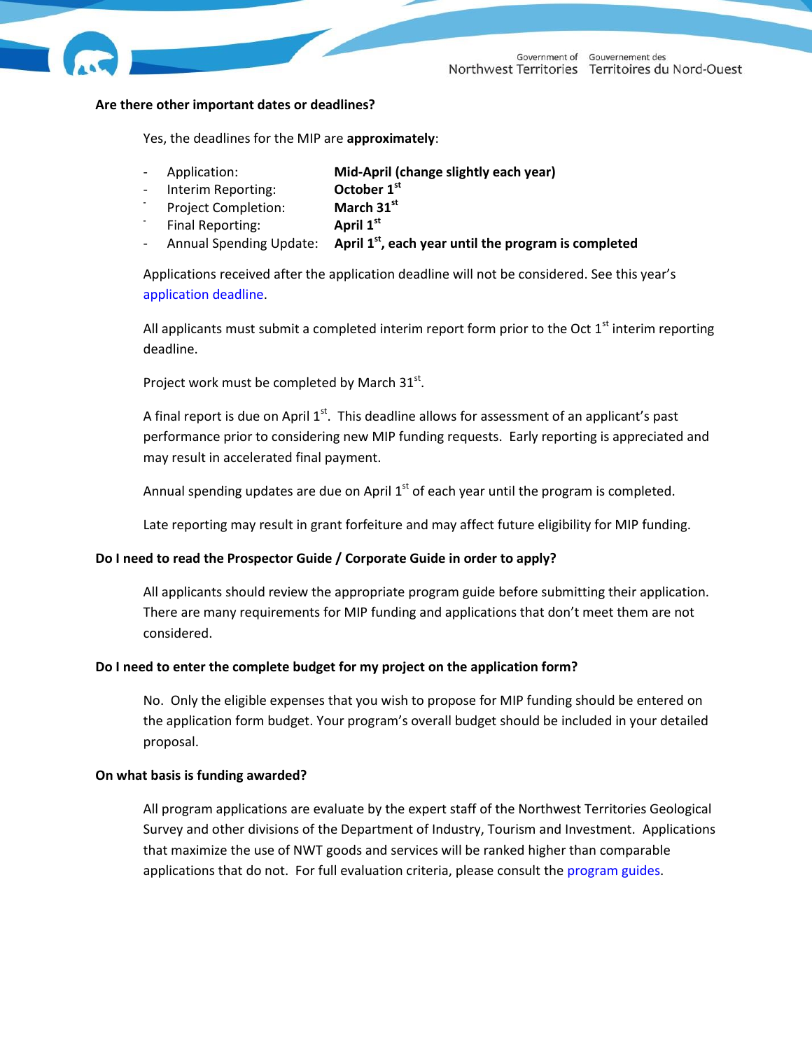**Are there other important dates or deadlines?**

Yes, the deadlines for the MIP are **approximately**:

- Application: **Mid-April (change slightly each year)**
- Interim Reporting: **October 1st**
- Project Completion: **March 31st**
- Final Reporting: **April 1st**
- Annual Spending Update: **April 1st, each year until the program is completed**

Applications received after the application deadline will not be considered. See this year's application deadline.

All applicants must submit a completed interim report form prior to the Oct 1st interim reporting deadline.

Project work must be completed by March 31st.

A final report is due on April 1st. This deadline allows for assessment of an applicant's past performance prior to considering new MIP funding requests. Early reporting is appreciated and may result in accelerated final payment.

Annual spending updates are due on April 1st of each year until the program is completed.

Late reporting may result in grant forfeiture and may affect future eligibility for MIP funding.

**Do I need to read the Prospector Guide / Corporate Guide in order to apply?**

All applicants should review the appropriate program guide before submitting their application. There are many requirements for MIP funding and applications that don't meet them are not considered.

**Do I need to enter the complete budget for my project on the application form?**

No. Only the eligible expenses that you wish to propose for MIP funding should be entered on the application form budget. Your program's overall budget should be included in your detailed proposal.

**On what basis is funding awarded?**

All program applications are evaluate by the expert staff of the Northwest Territories Geological Survey and other divisions of the Department of Industry, Tourism and Investment. Applications that maximize the use of NWT goods and services will be ranked higher than comparable applications that do not. For full evaluation criteria, please consult the program guides.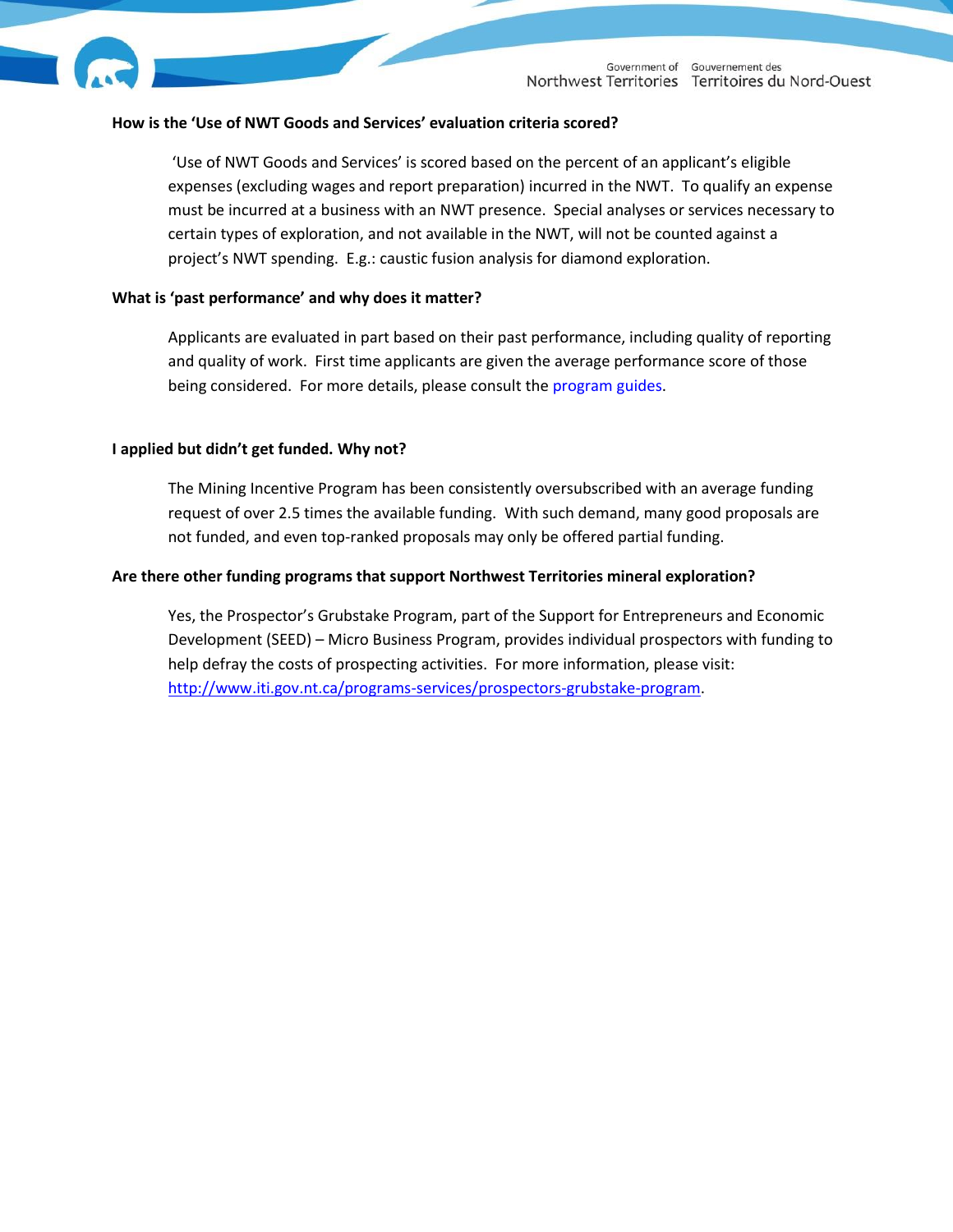**How is the 'Use of NWT Goods and Services' evaluation criteria scored?**

'Use of NWT Goods and Services' is scored based on the percent of an applicant's eligible expenses (excluding wages and report preparation) incurred in the NWT. To qualify an expense must be incurred at a business with an NWT presence. Special analyses or services necessary to certain types of exploration, and not available in the NWT, will not be counted against a project's NWT spending. E.g.: caustic fusion analysis for diamond exploration.

**What is 'past performance' and why does it matter?**

Applicants are evaluated in part based on their past performance, including quality of reporting and quality of work. First time applicants are given the average performance score of those being considered. For more details, please consult the program guides.

**I applied but didn't get funded. Why not?**

The Mining Incentive Program has been consistently oversubscribed with an average funding request of over 2.5 times the available funding. With such demand, many good proposals are not funded, and even top-ranked proposals may only be offered partial funding.

**Are there other funding programs that support Northwest Territories mineral exploration?**

Yes, the Prospector's Grubstake Program, part of the Support for Entrepreneurs and Economic Development (SEED) – Micro Business Program, provides individual prospectors with funding to help defray the costs of prospecting activities. For more information, please visit: http://www.iti.gov.nt.ca/programs-services/prospectors-grubstake-program.